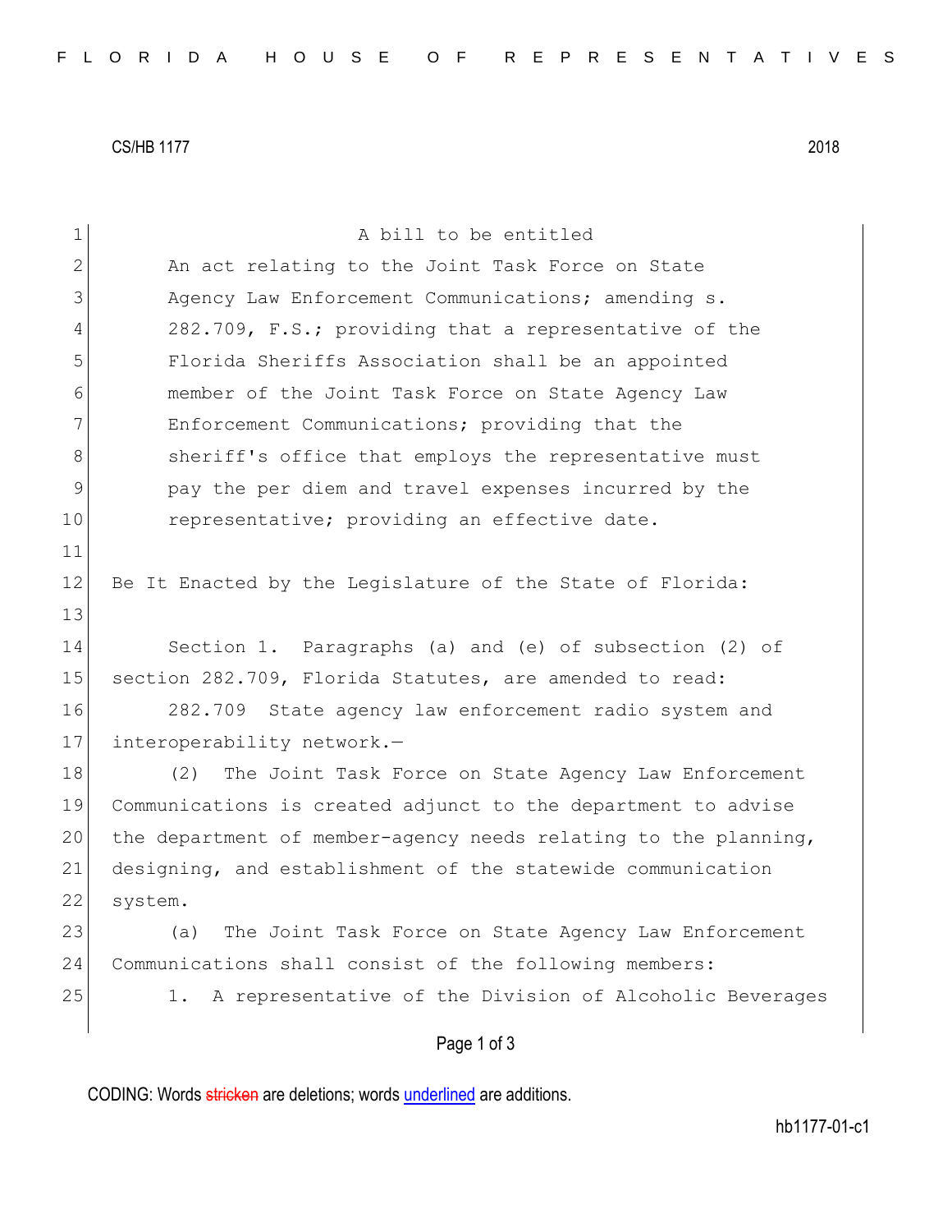CS/HB 1177 2018

A bill to be entitled

An act relating to the Joint Task Force on State Agency Law Enforcement Communications; amending s. 282.709, F.S.; providing that a representative of the Florida Sheriffs Association shall be an appointed member of the Joint Task Force on State Agency Law Enforcement Communications; providing that the sheriff's office that employs the representative must pay the per diem and travel expenses incurred by the representative; providing an effective date.

Be It Enacted by the Legislature of the State of Florida:

Section 1. Paragraphs (a) and (e) of subsection (2) of section 282.709, Florida Statutes, are amended to read:

282.709 State agency law enforcement radio system and interoperability network.—

(2) The Joint Task Force on State Agency Law Enforcement Communications is created adjunct to the department to advise the department of member-agency needs relating to the planning, designing, and establishment of the statewide communication system.

(a) The Joint Task Force on State Agency Law Enforcement Communications shall consist of the following members:

1. A representative of the Division of Alcoholic Beverages

CODING: Words stricken are deletions; words underlined are additions.

hb1177-01-c1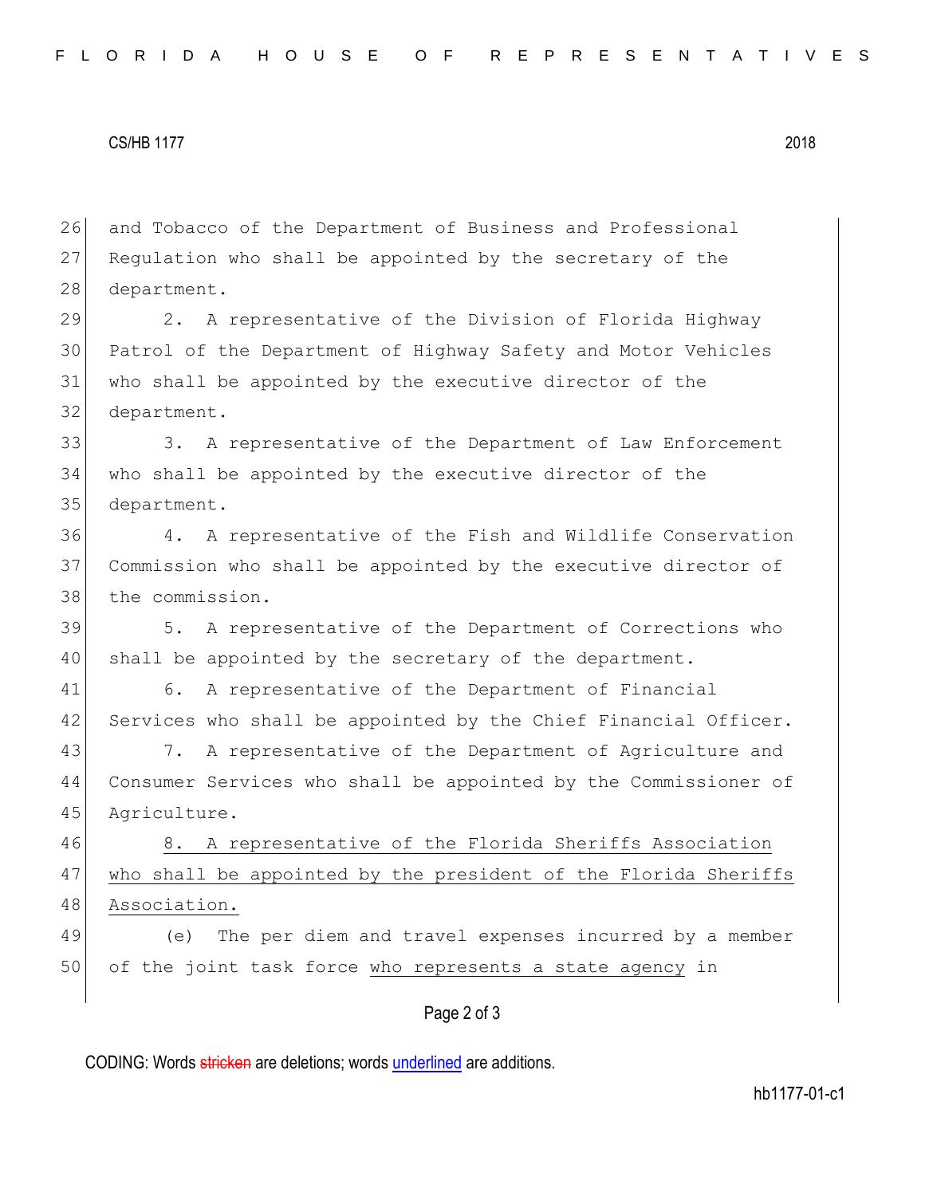and Tobacco of the Department of Business and Professional Regulation who shall be appointed by the secretary of the department.

2. A representative of the Division of Florida Highway Patrol of the Department of Highway Safety and Motor Vehicles who shall be appointed by the executive director of the department.

3. A representative of the Department of Law Enforcement who shall be appointed by the executive director of the department.

4. A representative of the Fish and Wildlife Conservation Commission who shall be appointed by the executive director of the commission.

5. A representative of the Department of Corrections who shall be appointed by the secretary of the department.

6. A representative of the Department of Financial Services who shall be appointed by the Chief Financial Officer.

7. A representative of the Department of Agriculture and Consumer Services who shall be appointed by the Commissioner of Agriculture.

<u>8. A representative of the Florida Sheriffs Association who shall be appointed by the president of the Florida Sheriffs Association.</u>

(e) The per diem and travel expenses incurred by a member of the joint task force <u>who represents a state agency</u> in

CODING: Words ~~stricken~~ are deletions; words <u>underlined</u> are additions.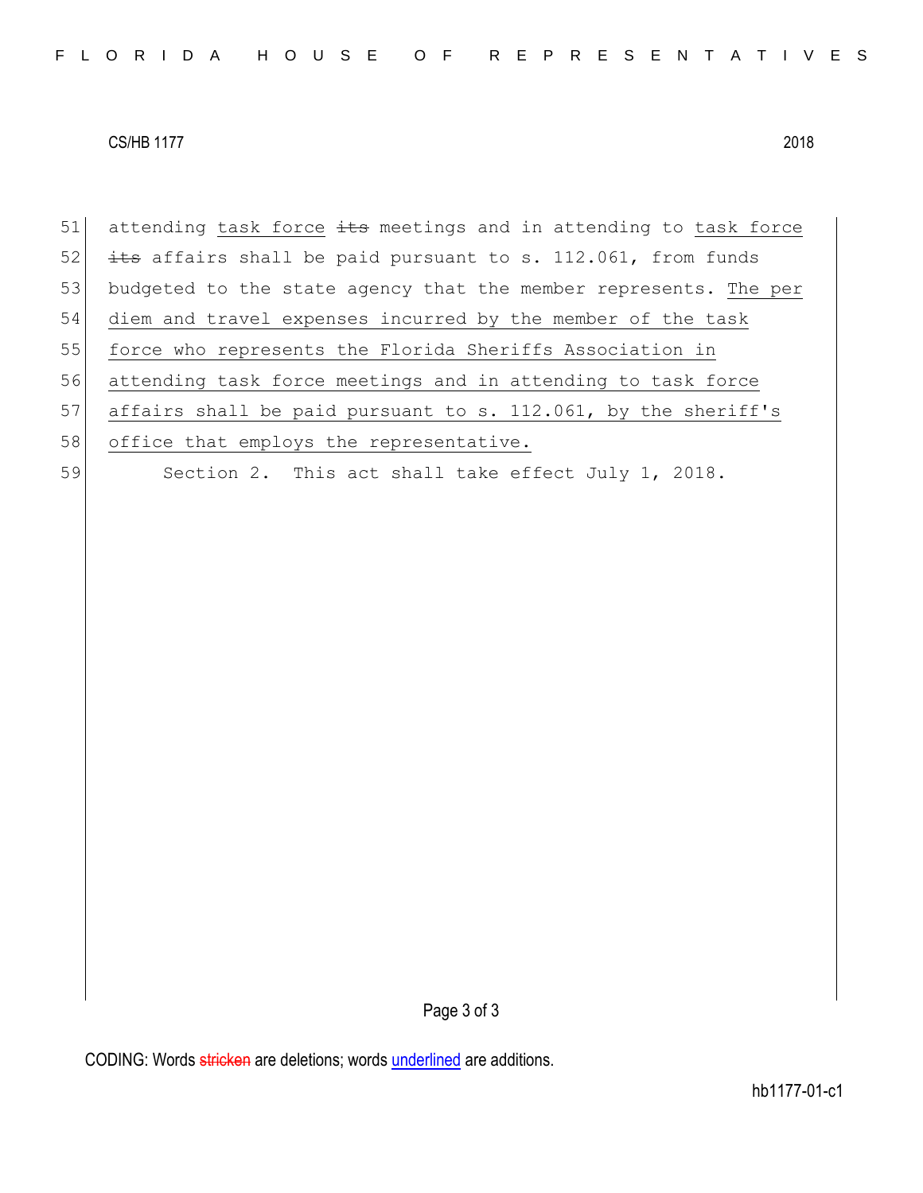51 attending task force ~~its~~ meetings and in attending to task force
52 ~~its~~ affairs shall be paid pursuant to s. 112.061, from funds
53 budgeted to the state agency that the member represents. The per
54 diem and travel expenses incurred by the member of the task
55 force who represents the Florida Sheriffs Association in
56 attending task force meetings and in attending to task force
57 affairs shall be paid pursuant to s. 112.061, by the sheriff's
58 office that employs the representative.
59 Section 2. This act shall take effect July 1, 2018.

CODING: Words ~~stricken~~ are deletions; words underlined are additions.